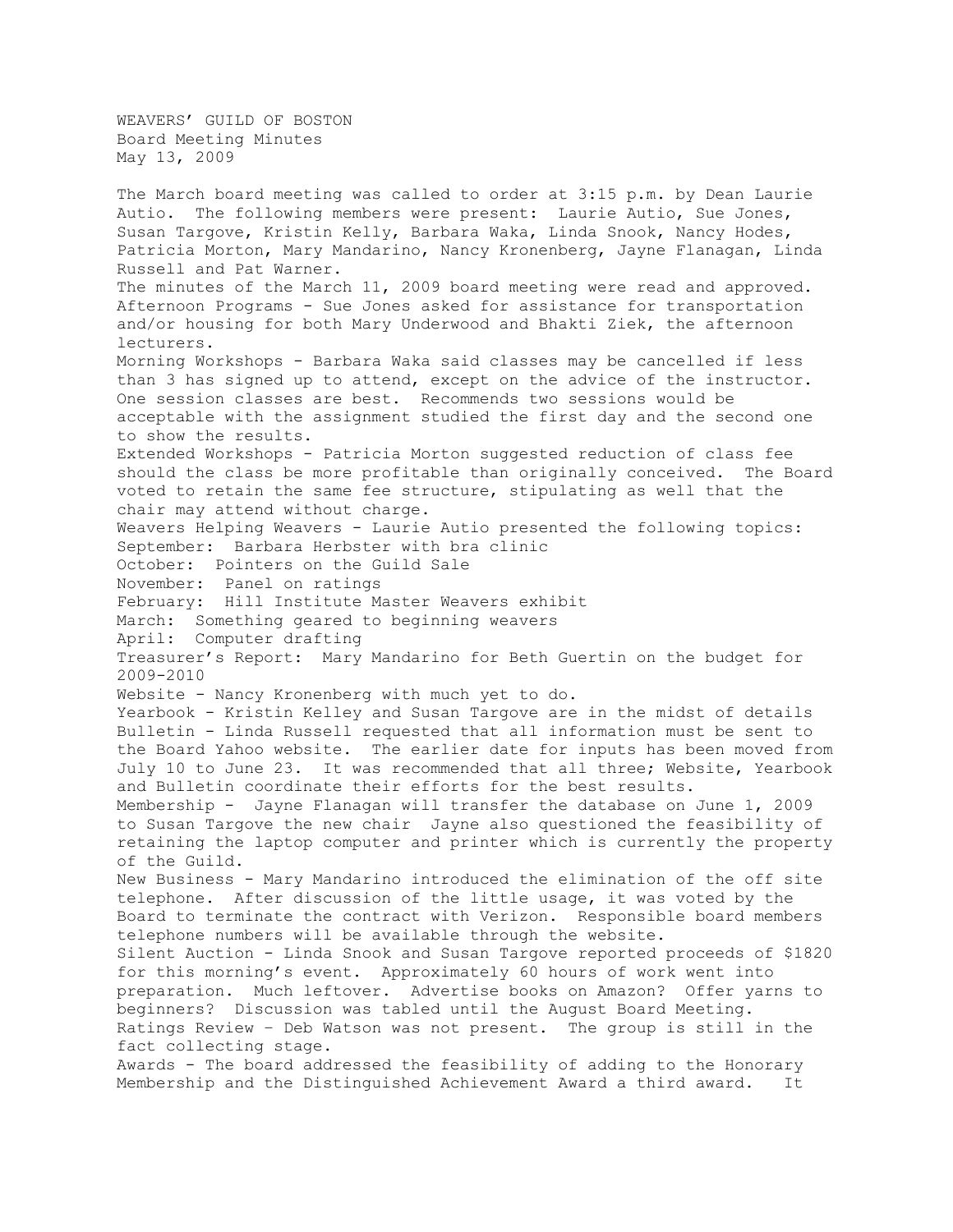WEAVERS' GUILD OF BOSTON
Board Meeting Minutes
May 13, 2009

The March board meeting was called to order at 3:15 p.m. by Dean Laurie Autio. The following members were present: Laurie Autio, Sue Jones, Susan Targove, Kristin Kelly, Barbara Waka, Linda Snook, Nancy Hodes, Patricia Morton, Mary Mandarino, Nancy Kronenberg, Jayne Flanagan, Linda Russell and Pat Warner.

The minutes of the March 11, 2009 board meeting were read and approved.

Afternoon Programs - Sue Jones asked for assistance for transportation and/or housing for both Mary Underwood and Bhakti Ziek, the afternoon lecturers.

Morning Workshops - Barbara Waka said classes may be cancelled if less than 3 has signed up to attend, except on the advice of the instructor. One session classes are best. Recommends two sessions would be acceptable with the assignment studied the first day and the second one to show the results.

Extended Workshops - Patricia Morton suggested reduction of class fee should the class be more profitable than originally conceived. The Board voted to retain the same fee structure, stipulating as well that the chair may attend without charge.

Weavers Helping Weavers - Laurie Autio presented the following topics:
September: Barbara Herbster with bra clinic
October: Pointers on the Guild Sale
November: Panel on ratings
February: Hill Institute Master Weavers exhibit
March: Something geared to beginning weavers
April: Computer drafting

Treasurer's Report: Mary Mandarino for Beth Guertin on the budget for 2009-2010

Website - Nancy Kronenberg with much yet to do.

Yearbook - Kristin Kelley and Susan Targove are in the midst of details

Bulletin - Linda Russell requested that all information must be sent to the Board Yahoo website. The earlier date for inputs has been moved from July 10 to June 23. It was recommended that all three; Website, Yearbook and Bulletin coordinate their efforts for the best results.

Membership - Jayne Flanagan will transfer the database on June 1, 2009 to Susan Targove the new chair Jayne also questioned the feasibility of retaining the laptop computer and printer which is currently the property of the Guild.

New Business - Mary Mandarino introduced the elimination of the off site telephone. After discussion of the little usage, it was voted by the Board to terminate the contract with Verizon. Responsible board members telephone numbers will be available through the website.

Silent Auction - Linda Snook and Susan Targove reported proceeds of $1820 for this morning's event. Approximately 60 hours of work went into preparation. Much leftover. Advertise books on Amazon? Offer yarns to beginners? Discussion was tabled until the August Board Meeting.

Ratings Review – Deb Watson was not present. The group is still in the fact collecting stage.

Awards - The board addressed the feasibility of adding to the Honorary Membership and the Distinguished Achievement Award a third award. It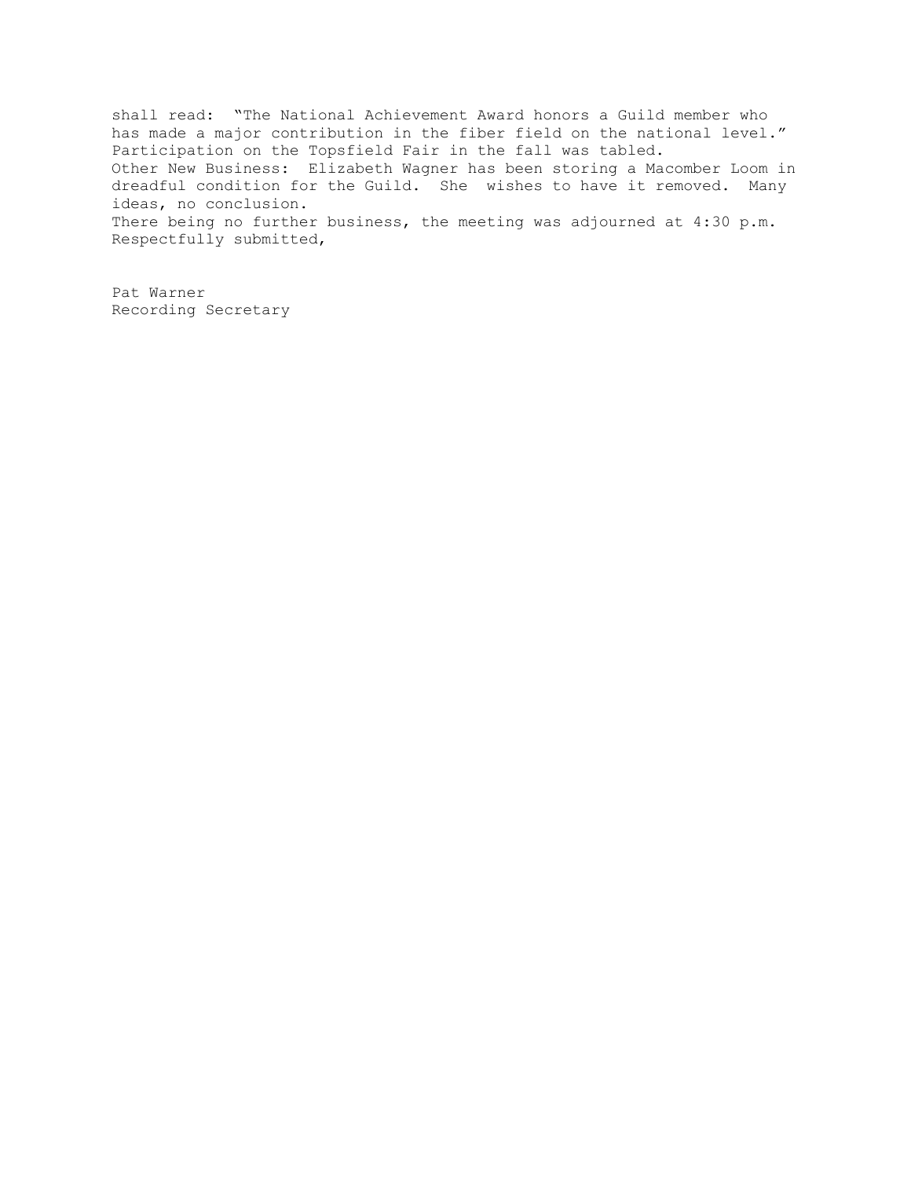shall read: "The National Achievement Award honors a Guild member who has made a major contribution in the fiber field on the national level."
Participation on the Topsfield Fair in the fall was tabled.
Other New Business: Elizabeth Wagner has been storing a Macomber Loom in dreadful condition for the Guild. She wishes to have it removed. Many ideas, no conclusion.
There being no further business, the meeting was adjourned at 4:30 p.m.
Respectfully submitted,

Pat Warner
Recording Secretary